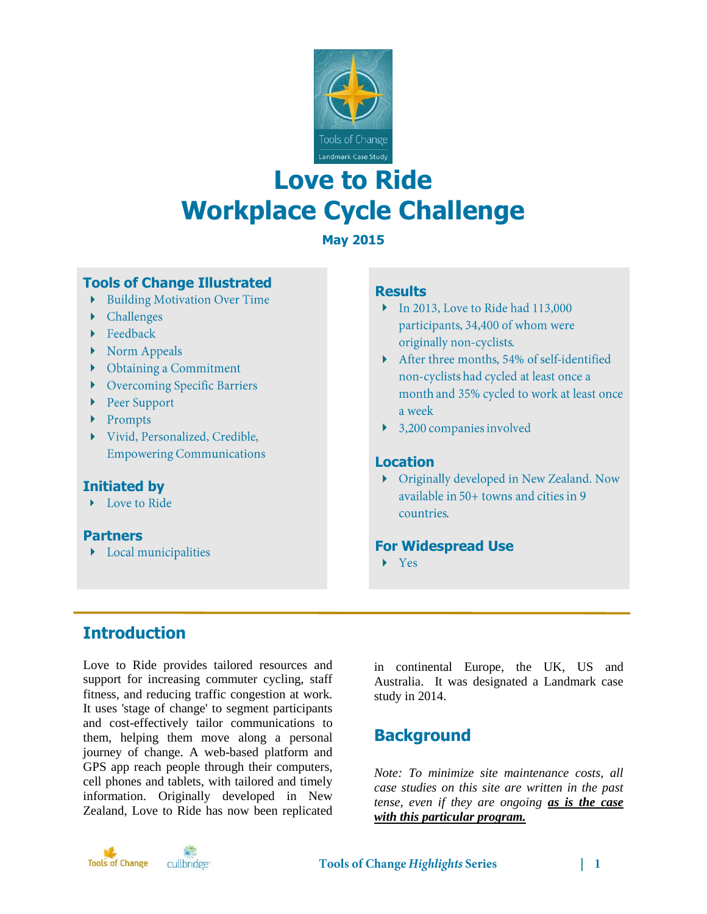# Love to Ride Workplace Cycle Challenge

**May 2015**

## Tools of Change Illustrated

- Building Motivation Over Time
- Challenges
- Feedback
- Norm Appeals
- Obtaining a Commitment
- Overcoming Specific Barriers
- Peer Support
- Prompts
- Vivid, Personalized, Credible, Empowering Communications

## Initiated by

- Love to Ride

## Partners

- Local municipalities

## Results

- In 2013, Love to Ride had 113,000 participants, 34,400 of whom were originally non-cyclists.
- After three months, 54% of self-identified non-cyclists had cycled at least once a month and 35% cycled to work at least once a week
- 3,200 companies involved

## Location

- Originally developed in New Zealand. Now available in 50+ towns and cities in 9 countries.

## For Widespread Use

- Yes

## Introduction

Love to Ride provides tailored resources and support for increasing commuter cycling, staff fitness, and reducing traffic congestion at work. It uses 'stage of change' to segment participants and cost-effectively tailor communications to them, helping them move along a personal journey of change. A web-based platform and GPS app reach people through their computers, cell phones and tablets, with tailored and timely information. Originally developed in New Zealand, Love to Ride has now been replicated in continental Europe, the UK, US and Australia. It was designated a Landmark case study in 2014.

## Background

*Note: To minimize site maintenance costs, all case studies on this site are written in the past tense, even if they are ongoing* ***as is the case with this particular program.***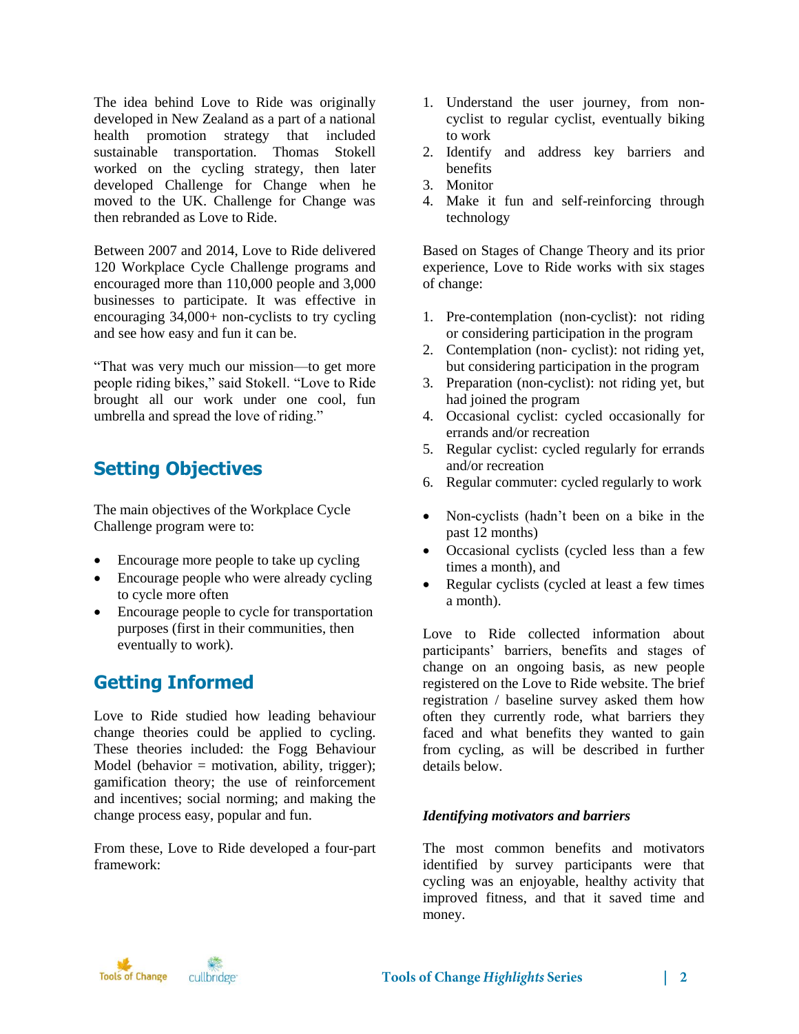The idea behind Love to Ride was originally developed in New Zealand as a part of a national health promotion strategy that included sustainable transportation. Thomas Stokell worked on the cycling strategy, then later developed Challenge for Change when he moved to the UK. Challenge for Change was then rebranded as Love to Ride.

Between 2007 and 2014, Love to Ride delivered 120 Workplace Cycle Challenge programs and encouraged more than 110,000 people and 3,000 businesses to participate. It was effective in encouraging 34,000+ non-cyclists to try cycling and see how easy and fun it can be.

"That was very much our mission—to get more people riding bikes," said Stokell. "Love to Ride brought all our work under one cool, fun umbrella and spread the love of riding."

## Setting Objectives

The main objectives of the Workplace Cycle Challenge program were to:

- Encourage more people to take up cycling
- Encourage people who were already cycling to cycle more often
- Encourage people to cycle for transportation purposes (first in their communities, then eventually to work).

## Getting Informed

Love to Ride studied how leading behaviour change theories could be applied to cycling. These theories included: the Fogg Behaviour Model (behavior = motivation, ability, trigger); gamification theory; the use of reinforcement and incentives; social norming; and making the change process easy, popular and fun.

From these, Love to Ride developed a four-part framework:

1. Understand the user journey, from non-cyclist to regular cyclist, eventually biking to work
2. Identify and address key barriers and benefits
3. Monitor
4. Make it fun and self-reinforcing through technology

Based on Stages of Change Theory and its prior experience, Love to Ride works with six stages of change:

1. Pre-contemplation (non-cyclist): not riding or considering participation in the program
2. Contemplation (non- cyclist): not riding yet, but considering participation in the program
3. Preparation (non-cyclist): not riding yet, but had joined the program
4. Occasional cyclist: cycled occasionally for errands and/or recreation
5. Regular cyclist: cycled regularly for errands and/or recreation
6. Regular commuter: cycled regularly to work

- Non-cyclists (hadn't been on a bike in the past 12 months)
- Occasional cyclists (cycled less than a few times a month), and
- Regular cyclists (cycled at least a few times a month).

Love to Ride collected information about participants' barriers, benefits and stages of change on an ongoing basis, as new people registered on the Love to Ride website. The brief registration / baseline survey asked them how often they currently rode, what barriers they faced and what benefits they wanted to gain from cycling, as will be described in further details below.

### *Identifying motivators and barriers*

The most common benefits and motivators identified by survey participants were that cycling was an enjoyable, healthy activity that improved fitness, and that it saved time and money.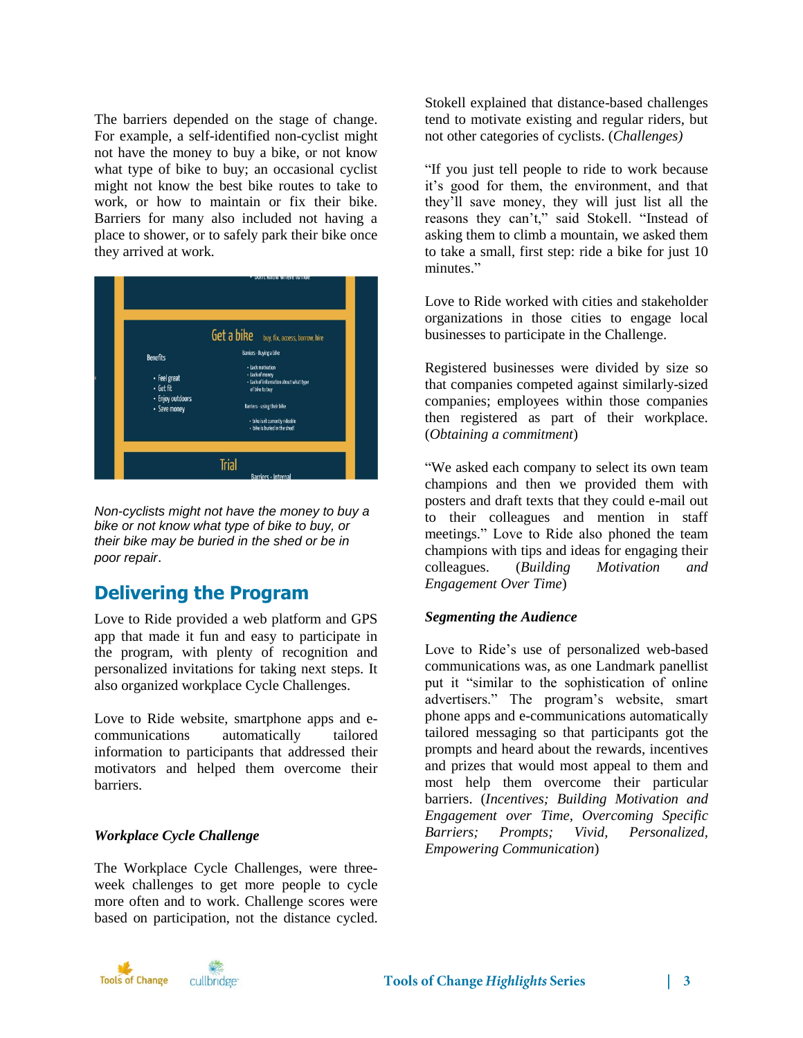The barriers depended on the stage of change. For example, a self-identified non-cyclist might not have the money to buy a bike, or not know what type of bike to buy; an occasional cyclist might not know the best bike routes to take to work, or how to maintain or fix their bike. Barriers for many also included not having a place to shower, or to safely park their bike once they arrived at work.

*Non-cyclists might not have the money to buy a bike or not know what type of bike to buy, or their bike may be buried in the shed or be in poor repair.*

## Delivering the Program

Love to Ride provided a web platform and GPS app that made it fun and easy to participate in the program, with plenty of recognition and personalized invitations for taking next steps. It also organized workplace Cycle Challenges.

Love to Ride website, smartphone apps and e-communications automatically tailored information to participants that addressed their motivators and helped them overcome their barriers.

### *Workplace Cycle Challenge*

The Workplace Cycle Challenges, were three-week challenges to get more people to cycle more often and to work. Challenge scores were based on participation, not the distance cycled. Stokell explained that distance-based challenges tend to motivate existing and regular riders, but not other categories of cyclists. (*Challenges)*

"If you just tell people to ride to work because it's good for them, the environment, and that they'll save money, they will just list all the reasons they can't," said Stokell. "Instead of asking them to climb a mountain, we asked them to take a small, first step: ride a bike for just 10 minutes."

Love to Ride worked with cities and stakeholder organizations in those cities to engage local businesses to participate in the Challenge.

Registered businesses were divided by size so that companies competed against similarly-sized companies; employees within those companies then registered as part of their workplace. (*Obtaining a commitment*)

"We asked each company to select its own team champions and then we provided them with posters and draft texts that they could e-mail out to their colleagues and mention in staff meetings." Love to Ride also phoned the team champions with tips and ideas for engaging their colleagues. (*Building Motivation and Engagement Over Time*)

### *Segmenting the Audience*

Love to Ride's use of personalized web-based communications was, as one Landmark panellist put it "similar to the sophistication of online advertisers." The program's website, smart phone apps and e-communications automatically tailored messaging so that participants got the prompts and heard about the rewards, incentives and prizes that would most appeal to them and most help them overcome their particular barriers. (*Incentives; Building Motivation and Engagement over Time, Overcoming Specific Barriers; Prompts; Vivid, Personalized, Empowering Communication*)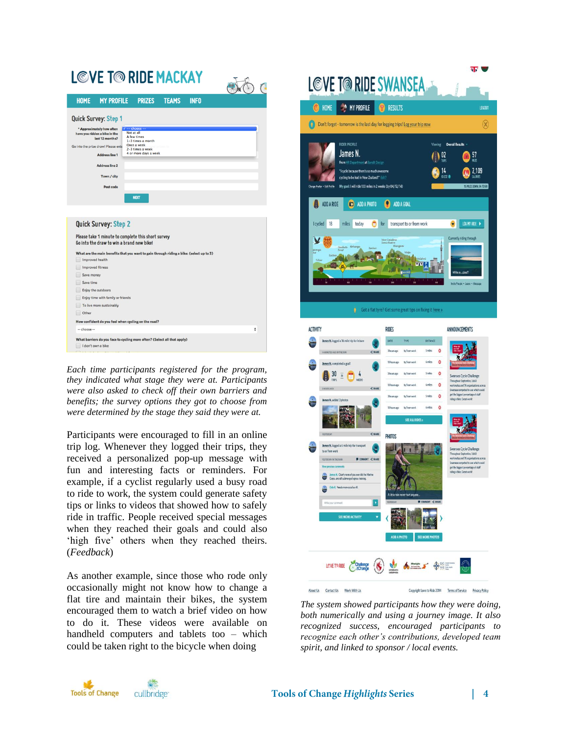*Each time participants registered for the program, they indicated what stage they were at. Participants were also asked to check off their own barriers and benefits; the survey options they got to choose from were determined by the stage they said they were at.*

Participants were encouraged to fill in an online trip log. Whenever they logged their trips, they received a personalized pop-up message with fun and interesting facts or reminders. For example, if a cyclist regularly used a busy road to ride to work, the system could generate safety tips or links to videos that showed how to safely ride in traffic. People received special messages when they reached their goals and could also 'high five' others when they reached theirs. (*Feedback*)

As another example, since those who rode only occasionally might not know how to change a flat tire and maintain their bikes, the system encouraged them to watch a brief video on how to do it. These videos were available on handheld computers and tablets too – which could be taken right to the bicycle when doing

*The system showed participants how they were doing, both numerically and using a journey image. It also recognized success, encouraged participants to recognize each other's contributions, developed team spirit, and linked to sponsor / local events.*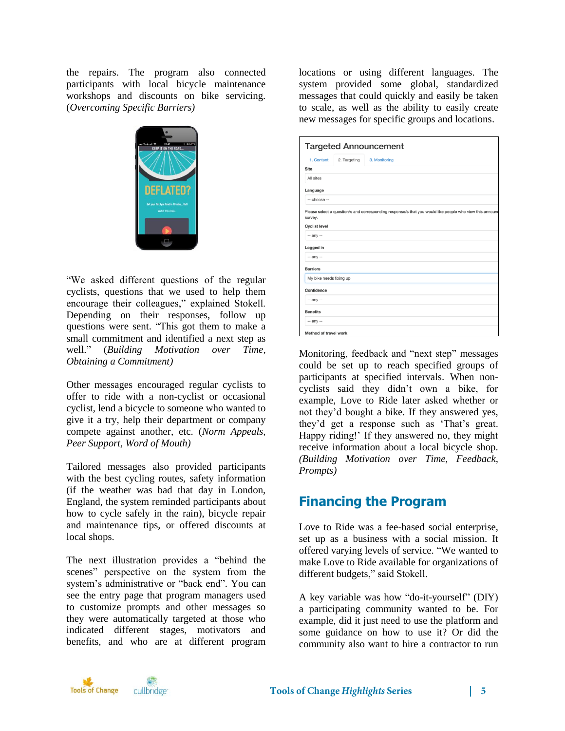the repairs. The program also connected participants with local bicycle maintenance workshops and discounts on bike servicing. (*Overcoming Specific Barriers)*

"We asked different questions of the regular cyclists, questions that we used to help them encourage their colleagues," explained Stokell. Depending on their responses, follow up questions were sent. "This got them to make a small commitment and identified a next step as well." (*Building Motivation over Time, Obtaining a Commitment)*

Other messages encouraged regular cyclists to offer to ride with a non-cyclist or occasional cyclist, lend a bicycle to someone who wanted to give it a try, help their department or company compete against another, etc. (*Norm Appeals, Peer Support, Word of Mouth)*

Tailored messages also provided participants with the best cycling routes, safety information (if the weather was bad that day in London, England, the system reminded participants about how to cycle safely in the rain), bicycle repair and maintenance tips, or offered discounts at local shops.

The next illustration provides a "behind the scenes" perspective on the system from the system's administrative or "back end". You can see the entry page that program managers used to customize prompts and other messages so they were automatically targeted at those who indicated different stages, motivators and benefits, and who are at different program locations or using different languages. The system provided some global, standardized messages that could quickly and easily be taken to scale, as well as the ability to easily create new messages for specific groups and locations.

Monitoring, feedback and "next step" messages could be set up to reach specified groups of participants at specified intervals. When non-cyclists said they didn't own a bike, for example, Love to Ride later asked whether or not they'd bought a bike. If they answered yes, they'd get a response such as 'That's great. Happy riding!' If they answered no, they might receive information about a local bicycle shop. *(Building Motivation over Time, Feedback, Prompts)*

## Financing the Program

Love to Ride was a fee-based social enterprise, set up as a business with a social mission. It offered varying levels of service. "We wanted to make Love to Ride available for organizations of different budgets," said Stokell.

A key variable was how "do-it-yourself" (DIY) a participating community wanted to be. For example, did it just need to use the platform and some guidance on how to use it? Or did the community also want to hire a contractor to run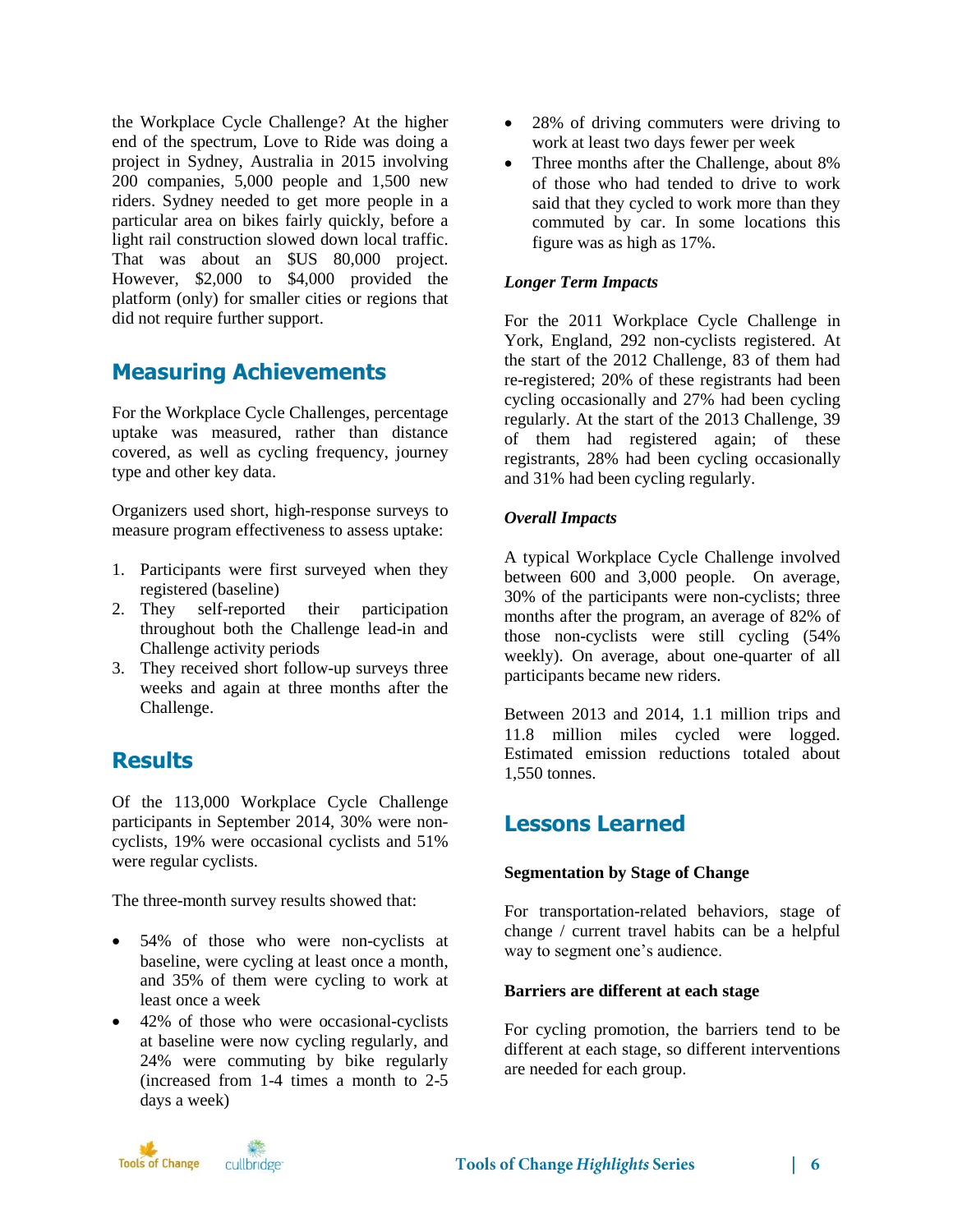the Workplace Cycle Challenge? At the higher end of the spectrum, Love to Ride was doing a project in Sydney, Australia in 2015 involving 200 companies, 5,000 people and 1,500 new riders. Sydney needed to get more people in a particular area on bikes fairly quickly, before a light rail construction slowed down local traffic. That was about an $US 80,000 project. However, $2,000 to $4,000 provided the platform (only) for smaller cities or regions that did not require further support.

## Measuring Achievements

For the Workplace Cycle Challenges, percentage uptake was measured, rather than distance covered, as well as cycling frequency, journey type and other key data.

Organizers used short, high-response surveys to measure program effectiveness to assess uptake:

1. Participants were first surveyed when they registered (baseline)
2. They self-reported their participation throughout both the Challenge lead-in and Challenge activity periods
3. They received short follow-up surveys three weeks and again at three months after the Challenge.

## Results

Of the 113,000 Workplace Cycle Challenge participants in September 2014, 30% were non-cyclists, 19% were occasional cyclists and 51% were regular cyclists.

The three-month survey results showed that:

- 54% of those who were non-cyclists at baseline, were cycling at least once a month, and 35% of them were cycling to work at least once a week
- 42% of those who were occasional-cyclists at baseline were now cycling regularly, and 24% were commuting by bike regularly (increased from 1-4 times a month to 2-5 days a week)
- 28% of driving commuters were driving to work at least two days fewer per week
- Three months after the Challenge, about 8% of those who had tended to drive to work said that they cycled to work more than they commuted by car. In some locations this figure was as high as 17%.

### *Longer Term Impacts*

For the 2011 Workplace Cycle Challenge in York, England, 292 non-cyclists registered. At the start of the 2012 Challenge, 83 of them had re-registered; 20% of these registrants had been cycling occasionally and 27% had been cycling regularly. At the start of the 2013 Challenge, 39 of them had registered again; of these registrants, 28% had been cycling occasionally and 31% had been cycling regularly.

### *Overall Impacts*

A typical Workplace Cycle Challenge involved between 600 and 3,000 people. On average, 30% of the participants were non-cyclists; three months after the program, an average of 82% of those non-cyclists were still cycling (54% weekly). On average, about one-quarter of all participants became new riders.

Between 2013 and 2014, 1.1 million trips and 11.8 million miles cycled were logged. Estimated emission reductions totaled about 1,550 tonnes.

## Lessons Learned

**Segmentation by Stage of Change**

For transportation-related behaviors, stage of change / current travel habits can be a helpful way to segment one's audience.

**Barriers are different at each stage**

For cycling promotion, the barriers tend to be different at each stage, so different interventions are needed for each group.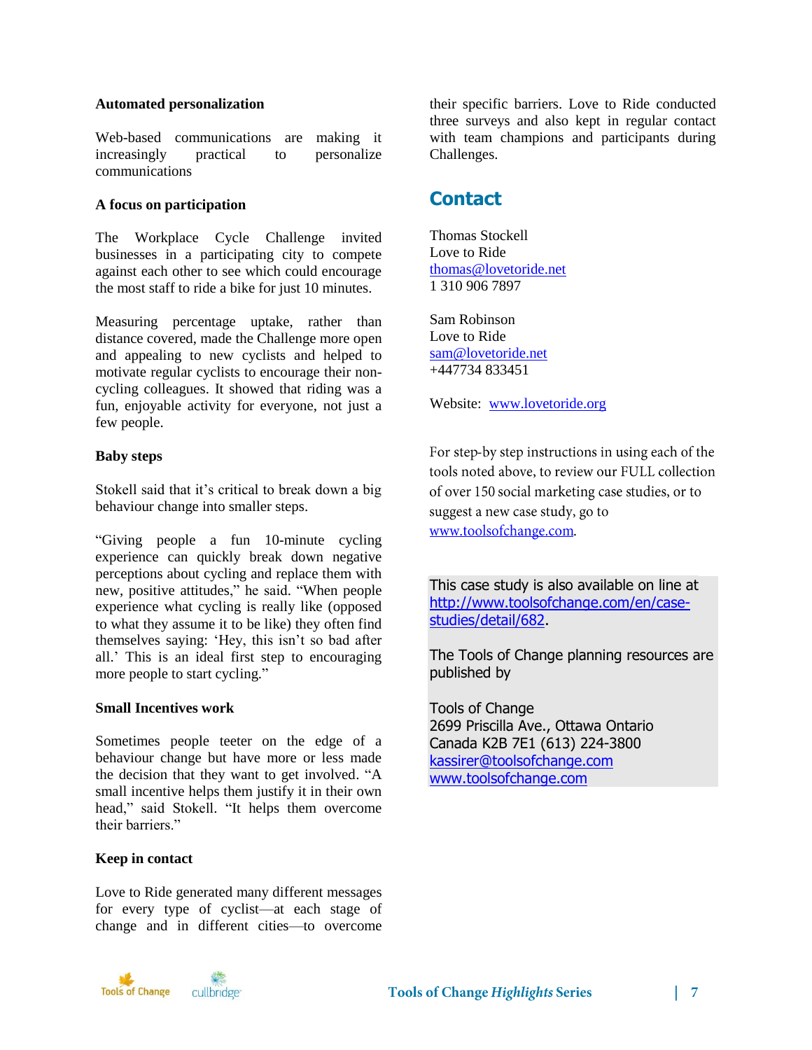**Automated personalization**

Web-based communications are making it increasingly practical to personalize communications

**A focus on participation**

The Workplace Cycle Challenge invited businesses in a participating city to compete against each other to see which could encourage the most staff to ride a bike for just 10 minutes.

Measuring percentage uptake, rather than distance covered, made the Challenge more open and appealing to new cyclists and helped to motivate regular cyclists to encourage their non-cycling colleagues. It showed that riding was a fun, enjoyable activity for everyone, not just a few people.

**Baby steps**

Stokell said that it's critical to break down a big behaviour change into smaller steps.

"Giving people a fun 10-minute cycling experience can quickly break down negative perceptions about cycling and replace them with new, positive attitudes," he said. "When people experience what cycling is really like (opposed to what they assume it to be like) they often find themselves saying: 'Hey, this isn't so bad after all.' This is an ideal first step to encouraging more people to start cycling."

**Small Incentives work**

Sometimes people teeter on the edge of a behaviour change but have more or less made the decision that they want to get involved. "A small incentive helps them justify it in their own head," said Stokell. "It helps them overcome their barriers."

**Keep in contact**

Love to Ride generated many different messages for every type of cyclist—at each stage of change and in different cities—to overcome their specific barriers. Love to Ride conducted three surveys and also kept in regular contact with team champions and participants during Challenges.

## Contact

Thomas Stockell
Love to Ride
thomas@lovetoride.net
1 310 906 7897

Sam Robinson
Love to Ride
sam@lovetoride.net
+447734 833451

Website: www.lovetoride.org

For step-by step instructions in using each of the tools noted above, to review our FULL collection of over 150 social marketing case studies, or to suggest a new case study, go to www.toolsofchange.com.

This case study is also available on line at http://www.toolsofchange.com/en/case-studies/detail/682.

The Tools of Change planning resources are published by

Tools of Change
2699 Priscilla Ave., Ottawa Ontario
Canada K2B 7E1 (613) 224-3800
kassirer@toolsofchange.com
www.toolsofchange.com